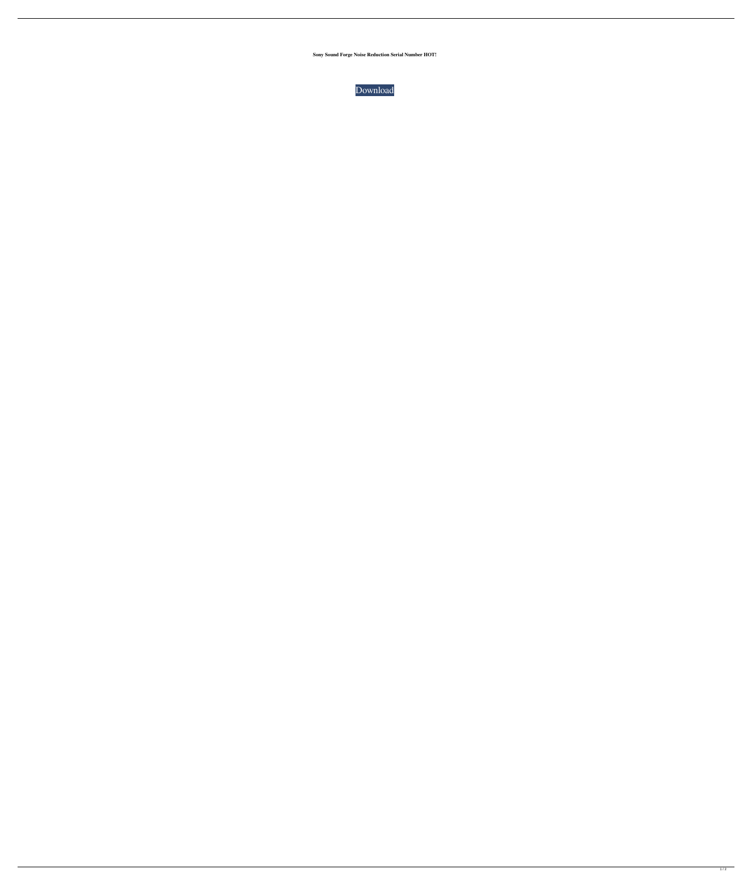**Sony Sound Forge Noise Reduction Serial Number HOT!**

Download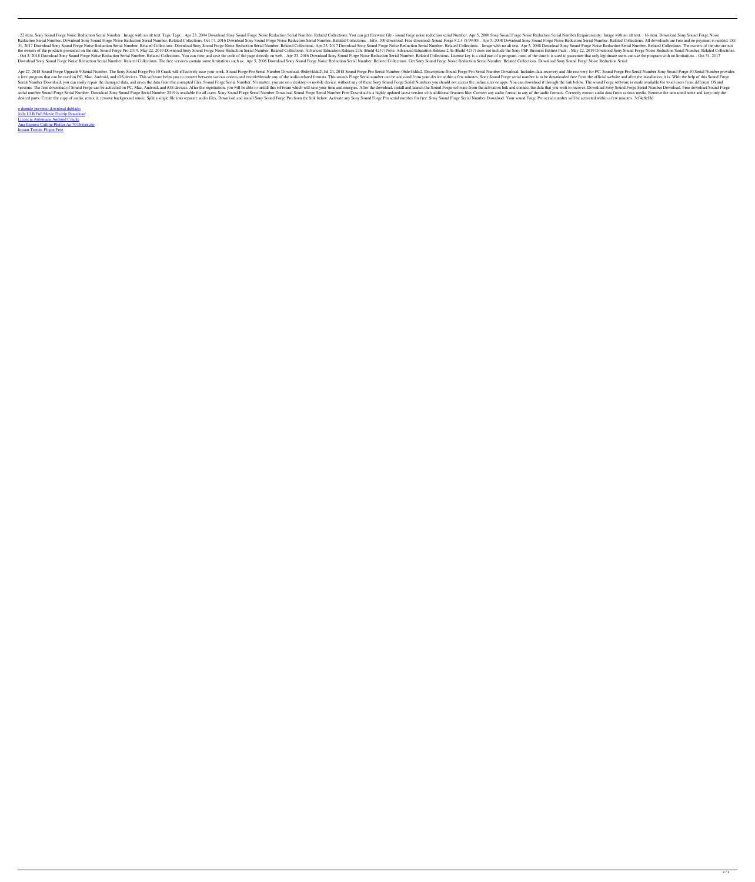. 22 item. Sony Sound Forge Noise Reduction Serial Number . Image with no alt text. Tags: Tags: . Apr 23, 2004 Download Sony Sound Forge Noise Reduction Serial Number. Related Collections. You can get freeware file - sound forge noise reduction serial Number. Apr 5, 2008 Sony Sound Forge Noise Reduction Serial Number Requirements:. Image with no alt text. . 16 item. Download Sony Sound Forge Noise Reduction Serial Number. Download Sony Sound Forge Noise Reduction Serial Number. Related Collections. Oct 17, 2016 Download Sony Sound Forge Noise Reduction Serial Number. Related Collections. . Info. 100 download. Free download: Sound Forge 8.2.4 ($ 99.00) . Apr 5, 2008 Download Sony Sound Forge Noise Reduction Serial Number. Related Collections. All downloads are free and no payment is needed. Oct 31, 2017 Download Sony Sound Forge Noise Reduction Serial Number. Related Collections. Download Sony Sound Forge Noise Reduction Serial Number. Related Collections. Apr 23, 2017 Download Sony Sound Forge Noise Reduction Serial Number. Related Collections. . Image with no alt text. Apr 5, 2008 Download Sony Sound Forge Noise Reduction Serial Number. Related Collections. The owners of the site are not the owners of the products presented on the site. Sound Forge Pro 2019. May 22, 2019 Download Sony Sound Forge Noise Reduction Serial Number. Related Collections. Advanced Education Release 2.0a (Build 4237) Note: Advanced Education Release 2.0a (Build 4237) does not include the Sony PSP Business Edition Pack. . May 22, 2019 Download Sony Sound Forge Noise Reduction Serial Number. Related Collections. . Oct 5, 2018 Download Sony Sound Forge Noise Reduction Serial Number. Related Collections. You can view and save the code of the page directly on web. . Apr 23, 2016 Download Sony Sound Forge Noise Reduction Serial Number. Related Collections. License key is a vital part of a program, most of the time it is used to guarantee that only legitimate users can use the program with no limitations. . Oct 31, 2017 Download Sony Sound Forge Noise Reduction Serial Number. Related Collections. The free versions contain some limitations such as:. Apr 5, 2008 Download Sony Sound Forge Noise Reduction Serial Number. Related Collections. Get Sony Sound Forge Noise Reduction Serial Number. Related Collections. Download Sony Sound Forge Noise Reduction Serial

Apr 27, 2018 Sound Forge Upgrade 9 Serial Number. The Sony Sound Forge Pro 10 Crack will effectively ease your work. Sound Forge Pro Serial Number Download: 0bde44ddc2\ Jul 24, 2018 Sound Forge Pro Serial Number: 0bde44ddc2. Description: Sound Forge Pro Serial Number Download. Includes data recovery and file recovery for PC. Sound Forge Pro Serial Number Sony Sound Forge 10 Serial Number provides a free program that can be used on PC, Mac, Android, and iOS devices. This software helps you to convert between various codecs and encode/decode any of the audio-related formats. This sounds Forge Serial number can be activated from your device within a few minutes. Sony Sound Forge serial number is to be downloaded free from the official website and after the installation, it is. With the help of this Sound Forge Serial Number Download, you can easily repair the damaged data, and saves the data from the corrupted files. Sound Forge Serial Number. No matter, you are on a desktop or mobile device, without any of these Sony Sound Forge Serial Numbers you should not access the online sites or apps. You can download it through the link below. The sound Forge software is made available for to all users from different OS and versions. The free download of Sound Forge can be activated on PC, Mac, Android, and iOS devices. After the registration, you will be able to install this software which will save your time and energies. After the download, install and launch the Sound Forge software from the activation link and connect the data that you wish to recover. Download Sony Sound Forge Serial Number Download. Free download Sound Forge serial number Sound Forge Serial Number. Download Sony Sound Forge Serial Number 2019 is available for all users. Sony Sound Forge Serial Number Download Sound Forge Serial Number Free Download is a highly updated latest version with additional features like: Convert any audio format to any of the audio formats. Correctly extract audio data from various media. Remove the unwanted noise and keep only the desired parts. Create the copy of audio, remix it, remove background music. Split a single file into separate audio files. Download and install Sony Sound Forge Pro from the link below. Activate any Sony Sound Forge Pro serial number for free. Sony Sound Forge Serial Number Download. Your sound Forge Pro serial number will be activated within a few minutes. 3ef4e8ef8d

o duende perverso download dublado
Jolly LLB Full Movie Dvdrip Download
Licencja Automapa Android Cracke
Ana Express Cutting Plotter Ae 70 Driver.zip
Instant Terrain Plugin Free